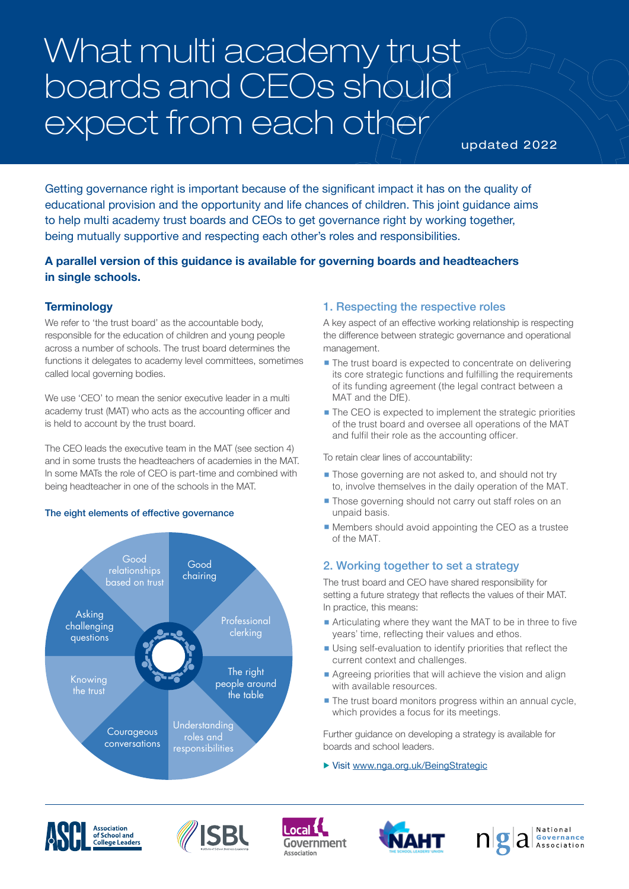# What multi academy trust boards and CEOs should expect from each other

updated 2022

Getting governance right is important because of the significant impact it has on the quality of educational provision and the opportunity and life chances of children. This joint guidance aims to help multi academy trust boards and CEOs to get governance right by working together, being mutually supportive and respecting each other's roles and responsibilities.

**A parallel version of this guidance is available for governing boards and headteachers in single schools.**

## Terminology

We refer to 'the trust board' as the accountable body, responsible for the education of children and young people across a number of schools. The trust board determines the functions it delegates to academy level committees, sometimes called local governing bodies.

We use 'CEO' to mean the senior executive leader in a multi academy trust (MAT) who acts as the accounting officer and is held to account by the trust board.

The CEO leads the executive team in the MAT (see section 4) and in some trusts the headteachers of academies in the MAT. In some MATs the role of CEO is part-time and combined with being headteacher in one of the schools in the MAT.

### The eight elements of effective governance

- Good chairing
- Professional clerking
- The right people around the table
- Understanding roles and responsibilities
- Courageous conversations
- Knowing the trust
- Asking challenging questions
- Good relationships based on trust

## 1. Respecting the respective roles

A key aspect of an effective working relationship is respecting the difference between strategic governance and operational management.

- The trust board is expected to concentrate on delivering its core strategic functions and fulfilling the requirements of its funding agreement (the legal contract between a MAT and the DfE).
- The CEO is expected to implement the strategic priorities of the trust board and oversee all operations of the MAT and fulfil their role as the accounting officer.

To retain clear lines of accountability:

- Those governing are not asked to, and should not try to, involve themselves in the daily operation of the MAT.
- Those governing should not carry out staff roles on an unpaid basis.
- Members should avoid appointing the CEO as a trustee of the MAT.

## 2. Working together to set a strategy

The trust board and CEO have shared responsibility for setting a future strategy that reflects the values of their MAT. In practice, this means:

- Articulating where they want the MAT to be in three to five years' time, reflecting their values and ethos.
- Using self-evaluation to identify priorities that reflect the current context and challenges.
- Agreeing priorities that will achieve the vision and align with available resources.
- The trust board monitors progress within an annual cycle, which provides a focus for its meetings.

Further guidance on developing a strategy is available for boards and school leaders.

▶ Visit www.nga.org.uk/BeingStrategic

ASCL – Association of School and College Leaders | ISBL | Local Government Association | NAHT | NGA – National Governance Association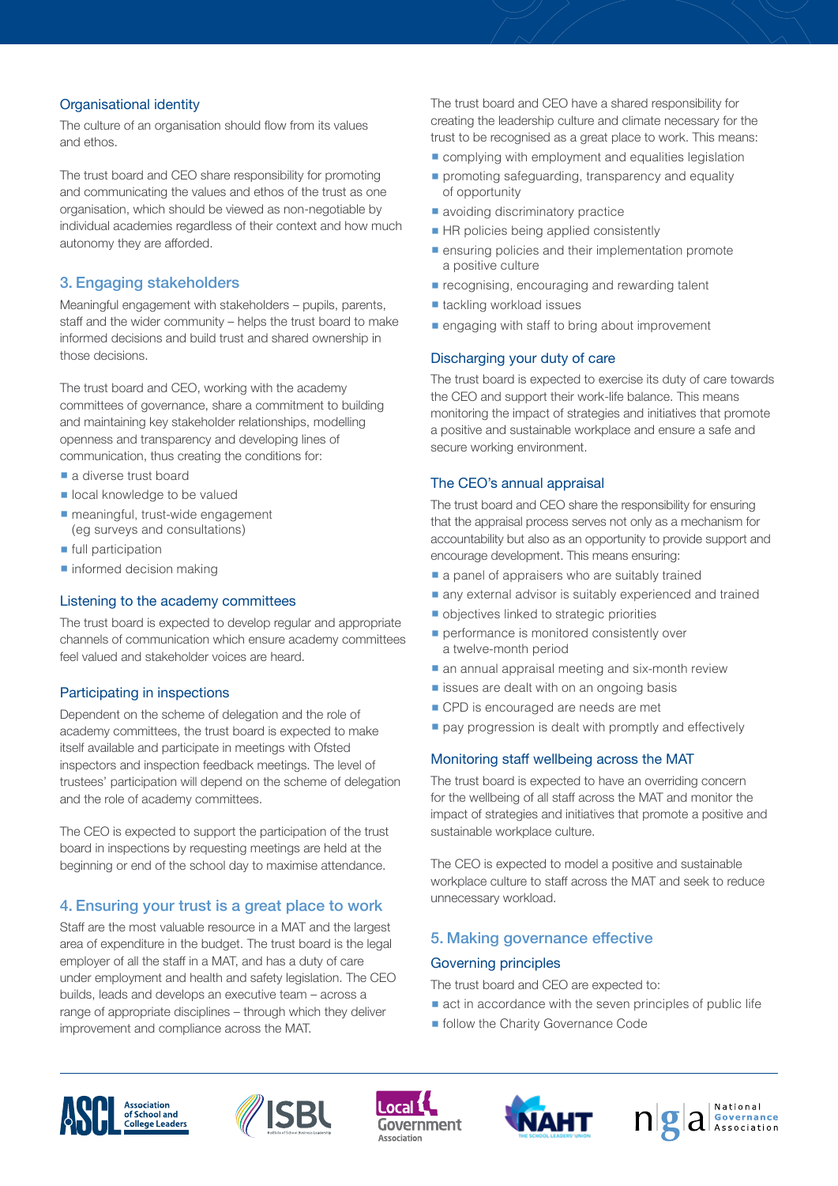### Organisational identity

The culture of an organisation should flow from its values and ethos.

The trust board and CEO share responsibility for promoting and communicating the values and ethos of the trust as one organisation, which should be viewed as non-negotiable by individual academies regardless of their context and how much autonomy they are afforded.

## 3. Engaging stakeholders

Meaningful engagement with stakeholders – pupils, parents, staff and the wider community – helps the trust board to make informed decisions and build trust and shared ownership in those decisions.

The trust board and CEO, working with the academy committees of governance, share a commitment to building and maintaining key stakeholder relationships, modelling openness and transparency and developing lines of communication, thus creating the conditions for:

- a diverse trust board
- local knowledge to be valued
- meaningful, trust-wide engagement (eg surveys and consultations)
- full participation
- informed decision making

### Listening to the academy committees

The trust board is expected to develop regular and appropriate channels of communication which ensure academy committees feel valued and stakeholder voices are heard.

### Participating in inspections

Dependent on the scheme of delegation and the role of academy committees, the trust board is expected to make itself available and participate in meetings with Ofsted inspectors and inspection feedback meetings. The level of trustees' participation will depend on the scheme of delegation and the role of academy committees.

The CEO is expected to support the participation of the trust board in inspections by requesting meetings are held at the beginning or end of the school day to maximise attendance.

## 4. Ensuring your trust is a great place to work

Staff are the most valuable resource in a MAT and the largest area of expenditure in the budget. The trust board is the legal employer of all the staff in a MAT, and has a duty of care under employment and health and safety legislation. The CEO builds, leads and develops an executive team – across a range of appropriate disciplines – through which they deliver improvement and compliance across the MAT.

The trust board and CEO have a shared responsibility for creating the leadership culture and climate necessary for the trust to be recognised as a great place to work. This means:

- complying with employment and equalities legislation
- promoting safeguarding, transparency and equality of opportunity
- avoiding discriminatory practice
- HR policies being applied consistently
- ensuring policies and their implementation promote a positive culture
- recognising, encouraging and rewarding talent
- tackling workload issues
- engaging with staff to bring about improvement

### Discharging your duty of care

The trust board is expected to exercise its duty of care towards the CEO and support their work-life balance. This means monitoring the impact of strategies and initiatives that promote a positive and sustainable workplace and ensure a safe and secure working environment.

### The CEO's annual appraisal

The trust board and CEO share the responsibility for ensuring that the appraisal process serves not only as a mechanism for accountability but also as an opportunity to provide support and encourage development. This means ensuring:

- a panel of appraisers who are suitably trained
- any external advisor is suitably experienced and trained
- objectives linked to strategic priorities
- performance is monitored consistently over a twelve-month period
- an annual appraisal meeting and six-month review
- issues are dealt with on an ongoing basis
- CPD is encouraged are needs are met
- pay progression is dealt with promptly and effectively

### Monitoring staff wellbeing across the MAT

The trust board is expected to have an overriding concern for the wellbeing of all staff across the MAT and monitor the impact of strategies and initiatives that promote a positive and sustainable workplace culture.

The CEO is expected to model a positive and sustainable workplace culture to staff across the MAT and seek to reduce unnecessary workload.

## 5. Making governance effective

### Governing principles

The trust board and CEO are expected to:

- act in accordance with the seven principles of public life
- follow the Charity Governance Code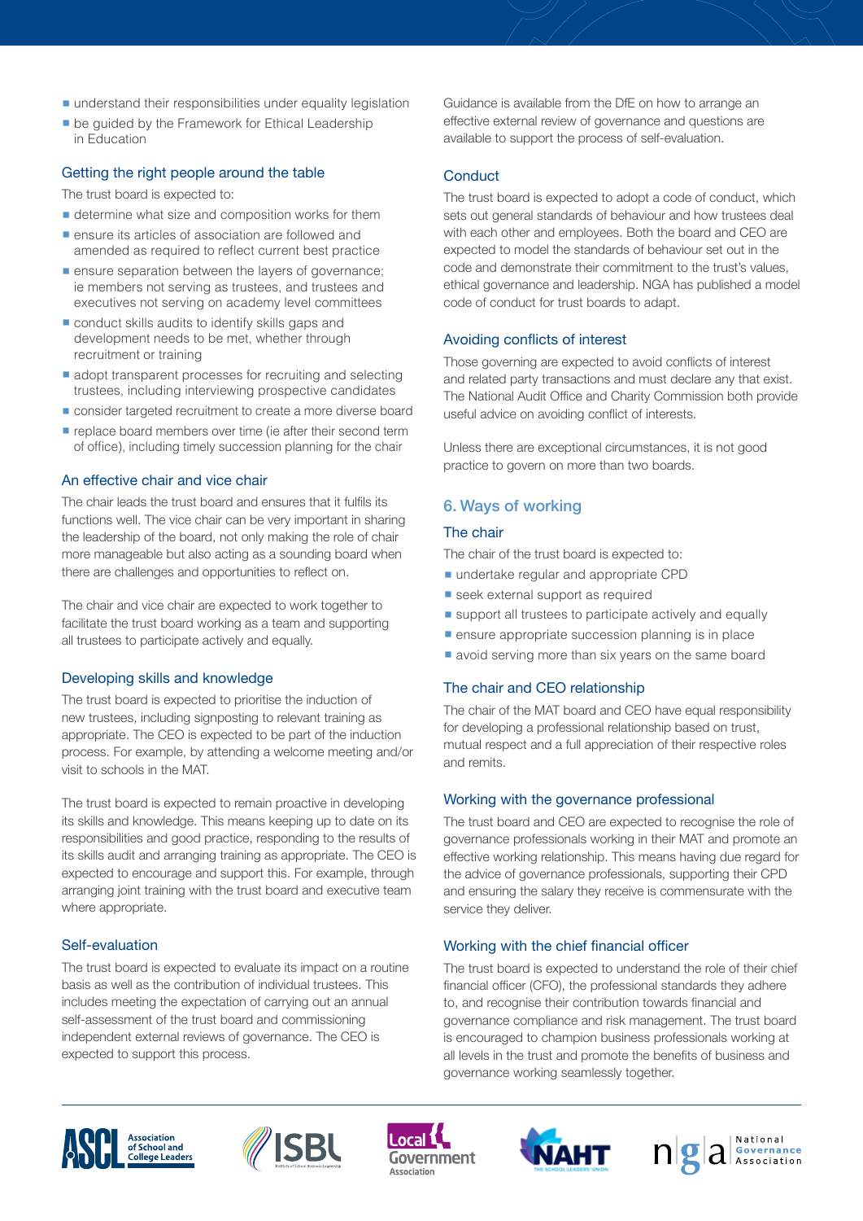- understand their responsibilities under equality legislation
- be guided by the Framework for Ethical Leadership in Education

### Getting the right people around the table

The trust board is expected to:

- determine what size and composition works for them
- ensure its articles of association are followed and amended as required to reflect current best practice
- ensure separation between the layers of governance; ie members not serving as trustees, and trustees and executives not serving on academy level committees
- conduct skills audits to identify skills gaps and development needs to be met, whether through recruitment or training
- adopt transparent processes for recruiting and selecting trustees, including interviewing prospective candidates
- consider targeted recruitment to create a more diverse board
- replace board members over time (ie after their second term of office), including timely succession planning for the chair

### An effective chair and vice chair

The chair leads the trust board and ensures that it fulfils its functions well. The vice chair can be very important in sharing the leadership of the board, not only making the role of chair more manageable but also acting as a sounding board when there are challenges and opportunities to reflect on.

The chair and vice chair are expected to work together to facilitate the trust board working as a team and supporting all trustees to participate actively and equally.

### Developing skills and knowledge

The trust board is expected to prioritise the induction of new trustees, including signposting to relevant training as appropriate. The CEO is expected to be part of the induction process. For example, by attending a welcome meeting and/or visit to schools in the MAT.

The trust board is expected to remain proactive in developing its skills and knowledge. This means keeping up to date on its responsibilities and good practice, responding to the results of its skills audit and arranging training as appropriate. The CEO is expected to encourage and support this. For example, through arranging joint training with the trust board and executive team where appropriate.

### Self-evaluation

The trust board is expected to evaluate its impact on a routine basis as well as the contribution of individual trustees. This includes meeting the expectation of carrying out an annual self-assessment of the trust board and commissioning independent external reviews of governance. The CEO is expected to support this process.

Guidance is available from the DfE on how to arrange an effective external review of governance and questions are available to support the process of self-evaluation.

### Conduct

The trust board is expected to adopt a code of conduct, which sets out general standards of behaviour and how trustees deal with each other and employees. Both the board and CEO are expected to model the standards of behaviour set out in the code and demonstrate their commitment to the trust's values, ethical governance and leadership. NGA has published a model code of conduct for trust boards to adapt.

### Avoiding conflicts of interest

Those governing are expected to avoid conflicts of interest and related party transactions and must declare any that exist. The National Audit Office and Charity Commission both provide useful advice on avoiding conflict of interests.

Unless there are exceptional circumstances, it is not good practice to govern on more than two boards.

## 6. Ways of working

### The chair

The chair of the trust board is expected to:

- undertake regular and appropriate CPD
- seek external support as required
- support all trustees to participate actively and equally
- ensure appropriate succession planning is in place
- avoid serving more than six years on the same board

### The chair and CEO relationship

The chair of the MAT board and CEO have equal responsibility for developing a professional relationship based on trust, mutual respect and a full appreciation of their respective roles and remits.

### Working with the governance professional

The trust board and CEO are expected to recognise the role of governance professionals working in their MAT and promote an effective working relationship. This means having due regard for the advice of governance professionals, supporting their CPD and ensuring the salary they receive is commensurate with the service they deliver.

### Working with the chief financial officer

The trust board is expected to understand the role of their chief financial officer (CFO), the professional standards they adhere to, and recognise their contribution towards financial and governance compliance and risk management. The trust board is encouraged to champion business professionals working at all levels in the trust and promote the benefits of business and governance working seamlessly together.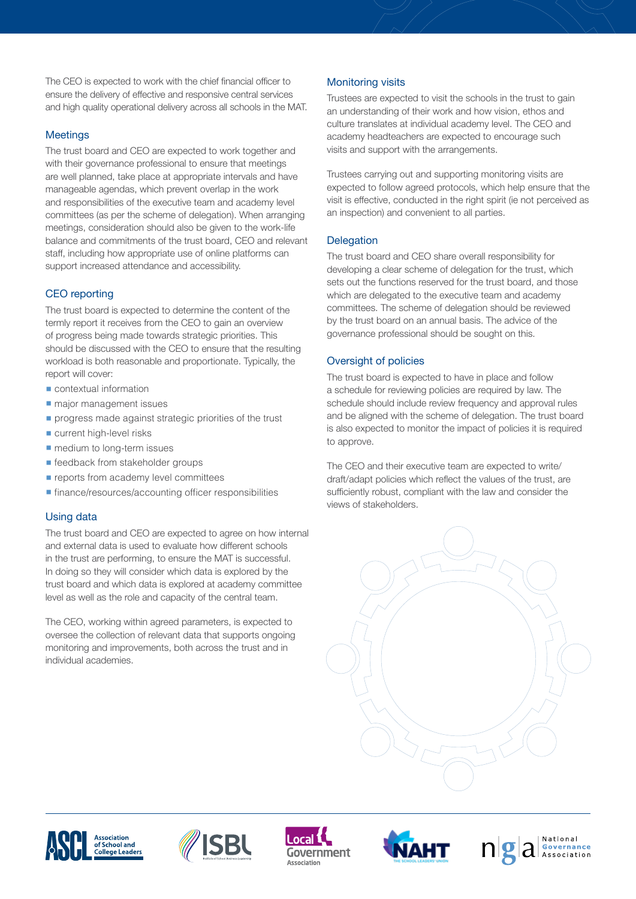The CEO is expected to work with the chief financial officer to ensure the delivery of effective and responsive central services and high quality operational delivery across all schools in the MAT.

## Meetings

The trust board and CEO are expected to work together and with their governance professional to ensure that meetings are well planned, take place at appropriate intervals and have manageable agendas, which prevent overlap in the work and responsibilities of the executive team and academy level committees (as per the scheme of delegation). When arranging meetings, consideration should also be given to the work-life balance and commitments of the trust board, CEO and relevant staff, including how appropriate use of online platforms can support increased attendance and accessibility.

## CEO reporting

The trust board is expected to determine the content of the termly report it receives from the CEO to gain an overview of progress being made towards strategic priorities. This should be discussed with the CEO to ensure that the resulting workload is both reasonable and proportionate. Typically, the report will cover:

- contextual information
- major management issues
- progress made against strategic priorities of the trust
- current high-level risks
- medium to long-term issues
- feedback from stakeholder groups
- reports from academy level committees
- finance/resources/accounting officer responsibilities

## Using data

The trust board and CEO are expected to agree on how internal and external data is used to evaluate how different schools in the trust are performing, to ensure the MAT is successful. In doing so they will consider which data is explored by the trust board and which data is explored at academy committee level as well as the role and capacity of the central team.

The CEO, working within agreed parameters, is expected to oversee the collection of relevant data that supports ongoing monitoring and improvements, both across the trust and in individual academies.

## Monitoring visits

Trustees are expected to visit the schools in the trust to gain an understanding of their work and how vision, ethos and culture translates at individual academy level. The CEO and academy headteachers are expected to encourage such visits and support with the arrangements.

Trustees carrying out and supporting monitoring visits are expected to follow agreed protocols, which help ensure that the visit is effective, conducted in the right spirit (ie not perceived as an inspection) and convenient to all parties.

## Delegation

The trust board and CEO share overall responsibility for developing a clear scheme of delegation for the trust, which sets out the functions reserved for the trust board, and those which are delegated to the executive team and academy committees. The scheme of delegation should be reviewed by the trust board on an annual basis. The advice of the governance professional should be sought on this.

## Oversight of policies

The trust board is expected to have in place and follow a schedule for reviewing policies are required by law. The schedule should include review frequency and approval rules and be aligned with the scheme of delegation. The trust board is also expected to monitor the impact of policies it is required to approve.

The CEO and their executive team are expected to write/draft/adapt policies which reflect the values of the trust, are sufficiently robust, compliant with the law and consider the views of stakeholders.